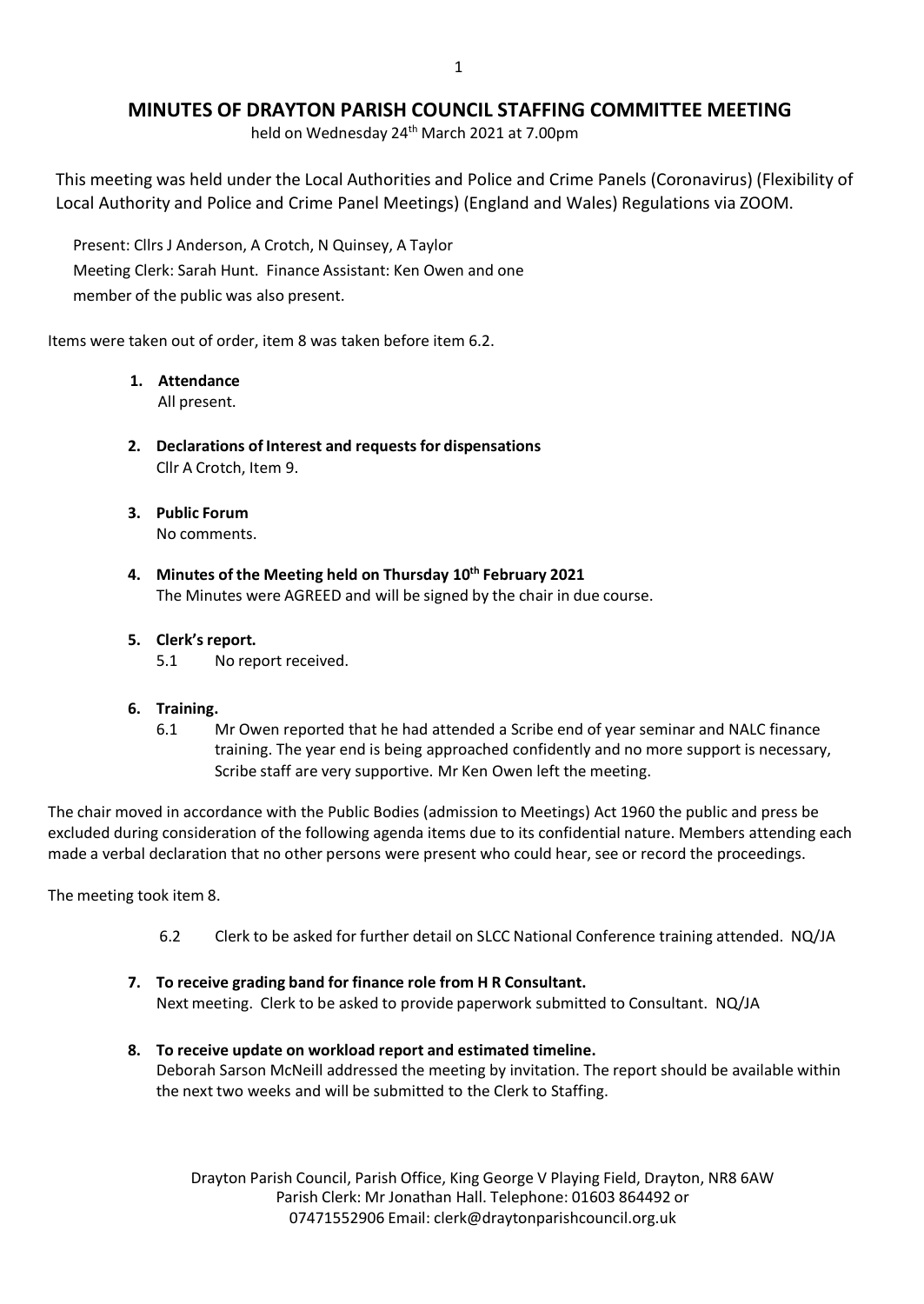# MINUTES OF DRAYTON PARISH COUNCIL STAFFING COMMITTEE MEETING

held on Wednesday 24th March 2021 at 7.00pm

This meeting was held under the Local Authorities and Police and Crime Panels (Coronavirus) (Flexibility of Local Authority and Police and Crime Panel Meetings) (England and Wales) Regulations via ZOOM.

Present: Cllrs J Anderson, A Crotch, N Quinsey, A Taylor
Meeting Clerk: Sarah Hunt. Finance Assistant: Ken Owen and one member of the public was also present.

Items were taken out of order, item 8 was taken before item 6.2.

1. **Attendance**
   All present.

2. **Declarations of Interest and requests for dispensations**
   Cllr A Crotch, Item 9.

3. **Public Forum**
   No comments.

4. **Minutes of the Meeting held on Thursday 10th February 2021**
   The Minutes were AGREED and will be signed by the chair in due course.

5. **Clerk's report.**
   5.1 No report received.

6. **Training.**
   6.1 Mr Owen reported that he had attended a Scribe end of year seminar and NALC finance training. The year end is being approached confidently and no more support is necessary, Scribe staff are very supportive. Mr Ken Owen left the meeting.

The chair moved in accordance with the Public Bodies (admission to Meetings) Act 1960 the public and press be excluded during consideration of the following agenda items due to its confidential nature. Members attending each made a verbal declaration that no other persons were present who could hear, see or record the proceedings.

The meeting took item 8.

   6.2 Clerk to be asked for further detail on SLCC National Conference training attended. NQ/JA

7. **To receive grading band for finance role from H R Consultant.**
   Next meeting. Clerk to be asked to provide paperwork submitted to Consultant. NQ/JA

8. **To receive update on workload report and estimated timeline.**
   Deborah Sarson McNeill addressed the meeting by invitation. The report should be available within the next two weeks and will be submitted to the Clerk to Staffing.

Drayton Parish Council, Parish Office, King George V Playing Field, Drayton, NR8 6AW
Parish Clerk: Mr Jonathan Hall. Telephone: 01603 864492 or 07471552906 Email: clerk@draytonparishcouncil.org.uk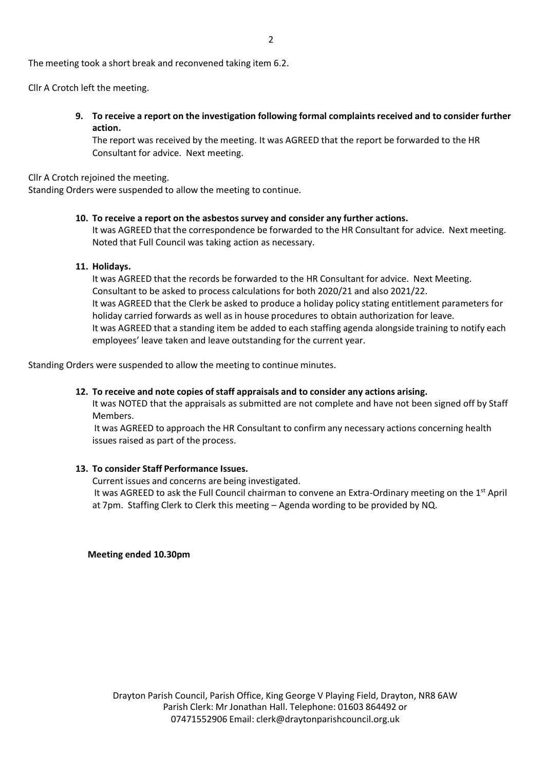The meeting took a short break and reconvened taking item 6.2.

Cllr A Crotch left the meeting.

9. **To receive a report on the investigation following formal complaints received and to consider further action.**
   The report was received by the meeting. It was AGREED that the report be forwarded to the HR Consultant for advice. Next meeting.

Cllr A Crotch rejoined the meeting.
Standing Orders were suspended to allow the meeting to continue.

10. **To receive a report on the asbestos survey and consider any further actions.**
    It was AGREED that the correspondence be forwarded to the HR Consultant for advice. Next meeting. Noted that Full Council was taking action as necessary.

11. **Holidays.**
    It was AGREED that the records be forwarded to the HR Consultant for advice. Next Meeting. Consultant to be asked to process calculations for both 2020/21 and also 2021/22.
    It was AGREED that the Clerk be asked to produce a holiday policy stating entitlement parameters for holiday carried forwards as well as in house procedures to obtain authorization for leave.
    It was AGREED that a standing item be added to each staffing agenda alongside training to notify each employees' leave taken and leave outstanding for the current year.

Standing Orders were suspended to allow the meeting to continue minutes.

12. **To receive and note copies of staff appraisals and to consider any actions arising.**
    It was NOTED that the appraisals as submitted are not complete and have not been signed off by Staff Members.
    It was AGREED to approach the HR Consultant to confirm any necessary actions concerning health issues raised as part of the process.

13. **To consider Staff Performance Issues.**
    Current issues and concerns are being investigated.
    It was AGREED to ask the Full Council chairman to convene an Extra-Ordinary meeting on the 1st April at 7pm. Staffing Clerk to Clerk this meeting – Agenda wording to be provided by NQ.

**Meeting ended 10.30pm**

Drayton Parish Council, Parish Office, King George V Playing Field, Drayton, NR8 6AW
Parish Clerk: Mr Jonathan Hall. Telephone: 01603 864492 or
07471552906 Email: clerk@draytonparishcouncil.org.uk